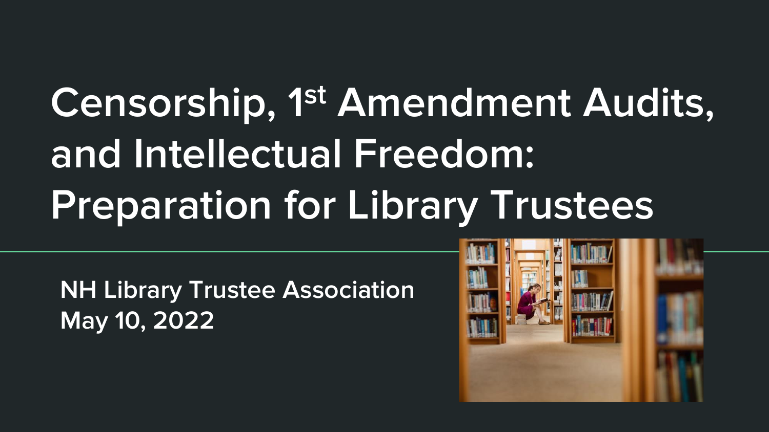# Censorship, 1st Amendment Audits, and Intellectual Freedom: Preparation for Library Trustees

**NH Library Trustee Association**
**May 10, 2022**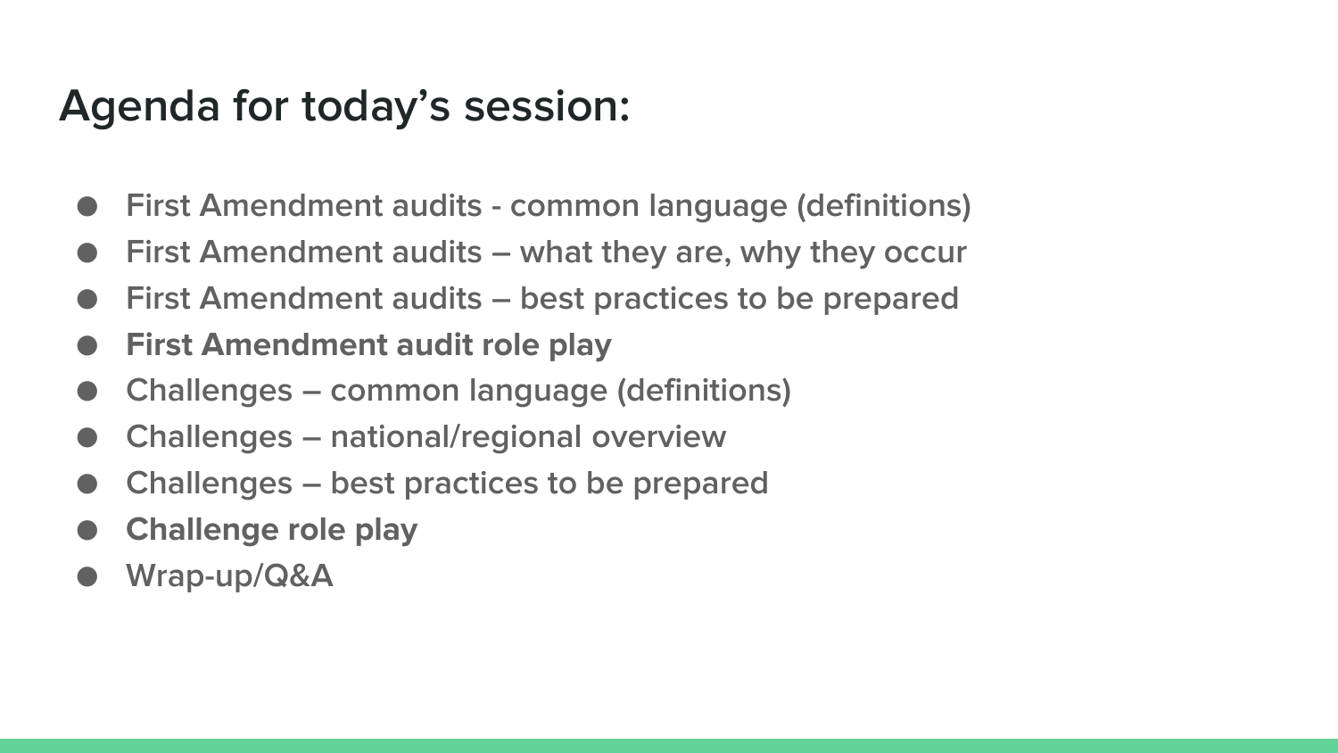# Agenda for today's session:

- First Amendment audits - common language (definitions)
- First Amendment audits – what they are, why they occur
- First Amendment audits – best practices to be prepared
- **First Amendment audit role play**
- Challenges – common language (definitions)
- Challenges – national/regional overview
- Challenges – best practices to be prepared
- **Challenge role play**
- Wrap-up/Q&A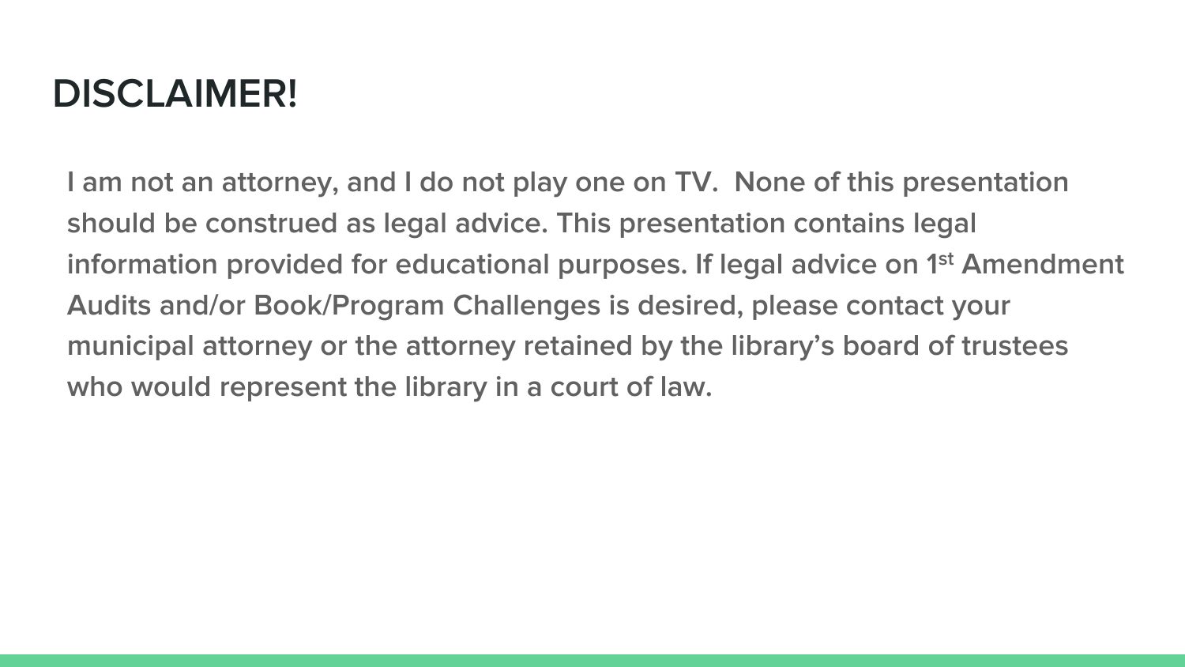# DISCLAIMER!

I am not an attorney, and I do not play one on TV. None of this presentation should be construed as legal advice. This presentation contains legal information provided for educational purposes. If legal advice on 1st Amendment Audits and/or Book/Program Challenges is desired, please contact your municipal attorney or the attorney retained by the library's board of trustees who would represent the library in a court of law.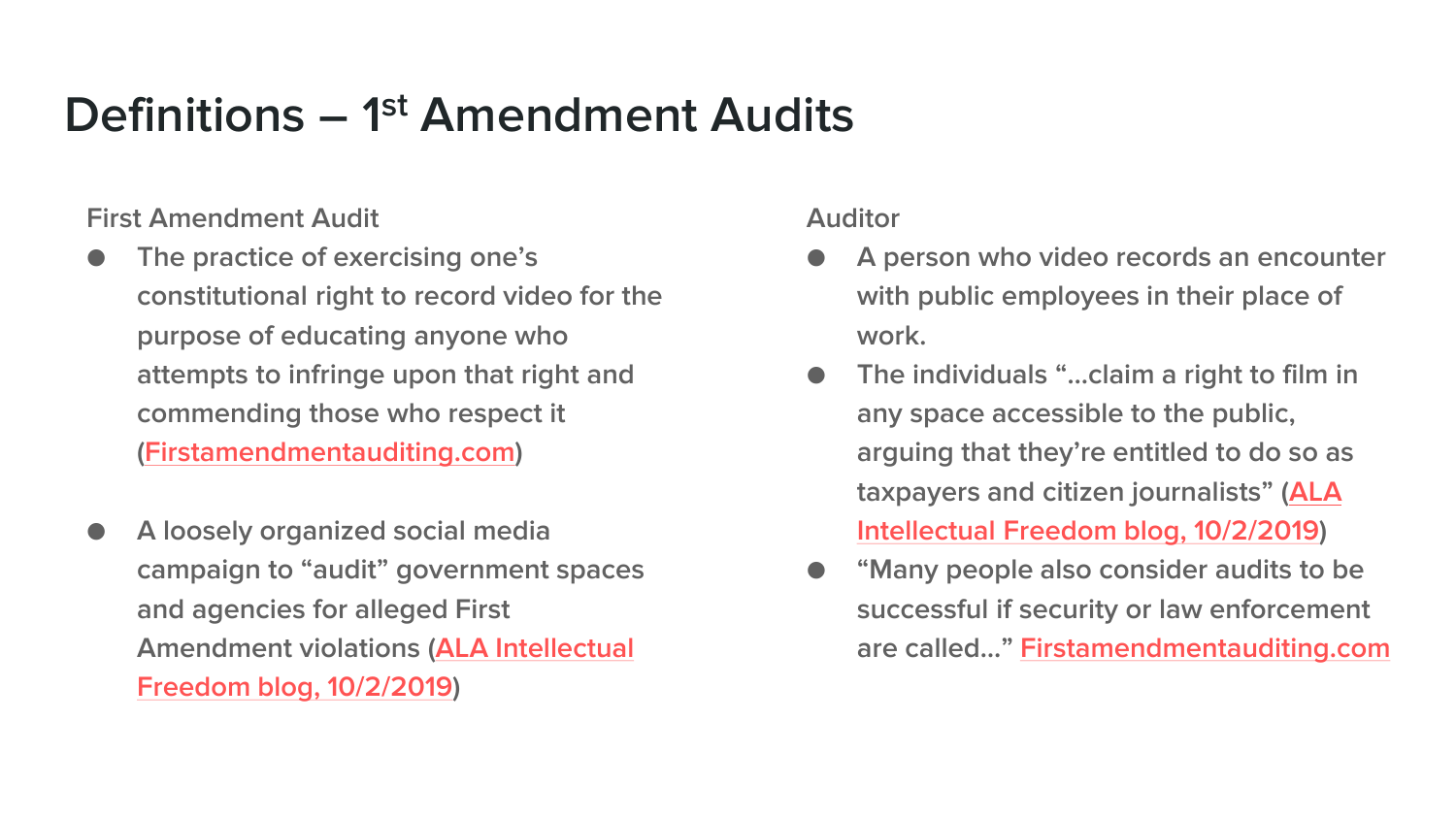# Definitions – 1st Amendment Audits

**First Amendment Audit**

- The practice of exercising one's constitutional right to record video for the purpose of educating anyone who attempts to infringe upon that right and commending those who respect it (Firstamendmentauditing.com)

- A loosely organized social media campaign to "audit" government spaces and agencies for alleged First Amendment violations (ALA Intellectual Freedom blog, 10/2/2019)

**Auditor**

- A person who video records an encounter with public employees in their place of work.
- The individuals "...claim a right to film in any space accessible to the public, arguing that they're entitled to do so as taxpayers and citizen journalists" (ALA Intellectual Freedom blog, 10/2/2019)
- "Many people also consider audits to be successful if security or law enforcement are called..." Firstamendmentauditing.com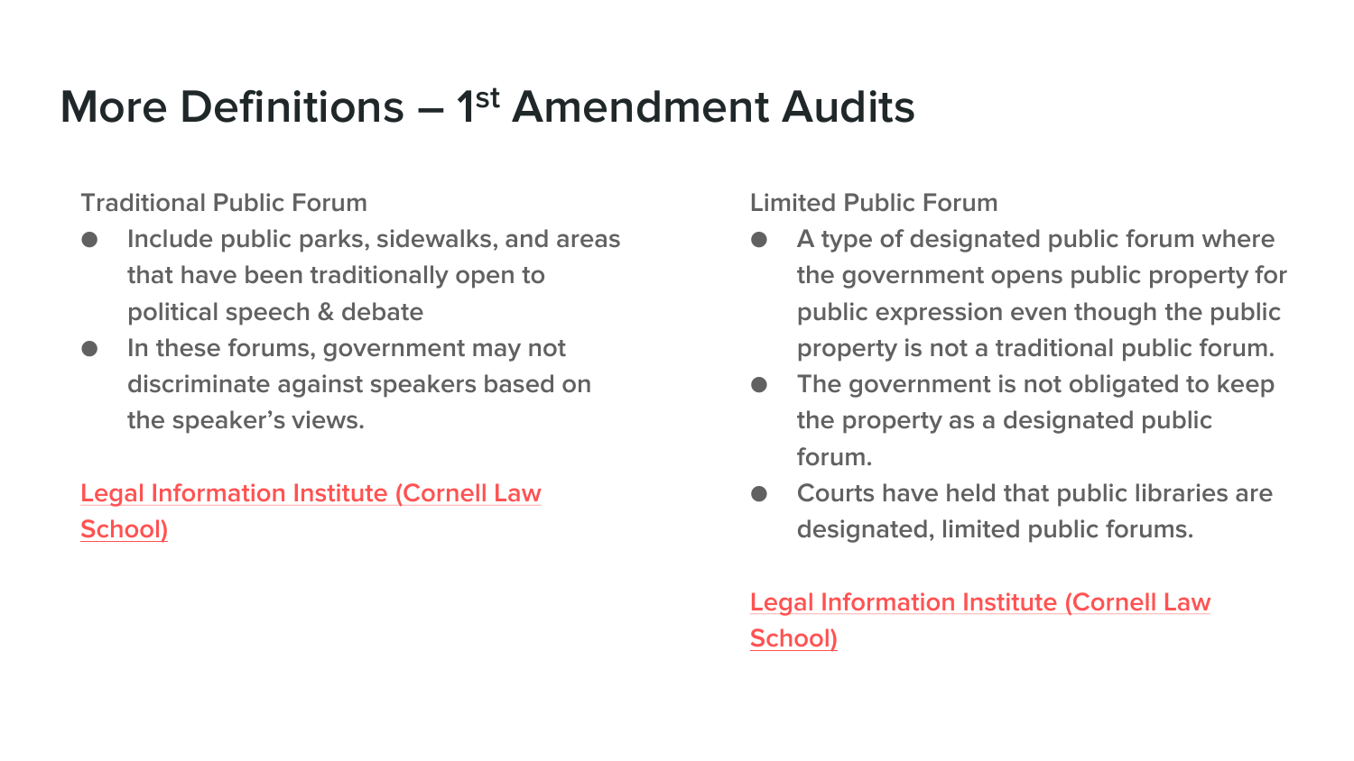# More Definitions – 1st Amendment Audits

Traditional Public Forum

- Include public parks, sidewalks, and areas that have been traditionally open to political speech & debate
- In these forums, government may not discriminate against speakers based on the speaker's views.

Legal Information Institute (Cornell Law School)

Limited Public Forum

- A type of designated public forum where the government opens public property for public expression even though the public property is not a traditional public forum.
- The government is not obligated to keep the property as a designated public forum.
- Courts have held that public libraries are designated, limited public forums.

Legal Information Institute (Cornell Law School)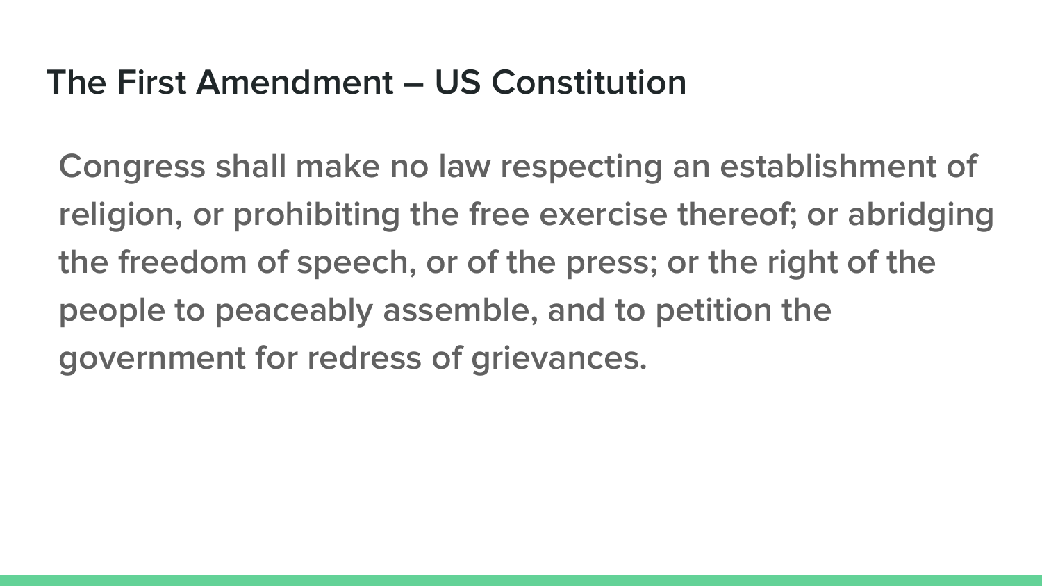## The First Amendment – US Constitution

Congress shall make no law respecting an establishment of religion, or prohibiting the free exercise thereof; or abridging the freedom of speech, or of the press; or the right of the people to peaceably assemble, and to petition the government for redress of grievances.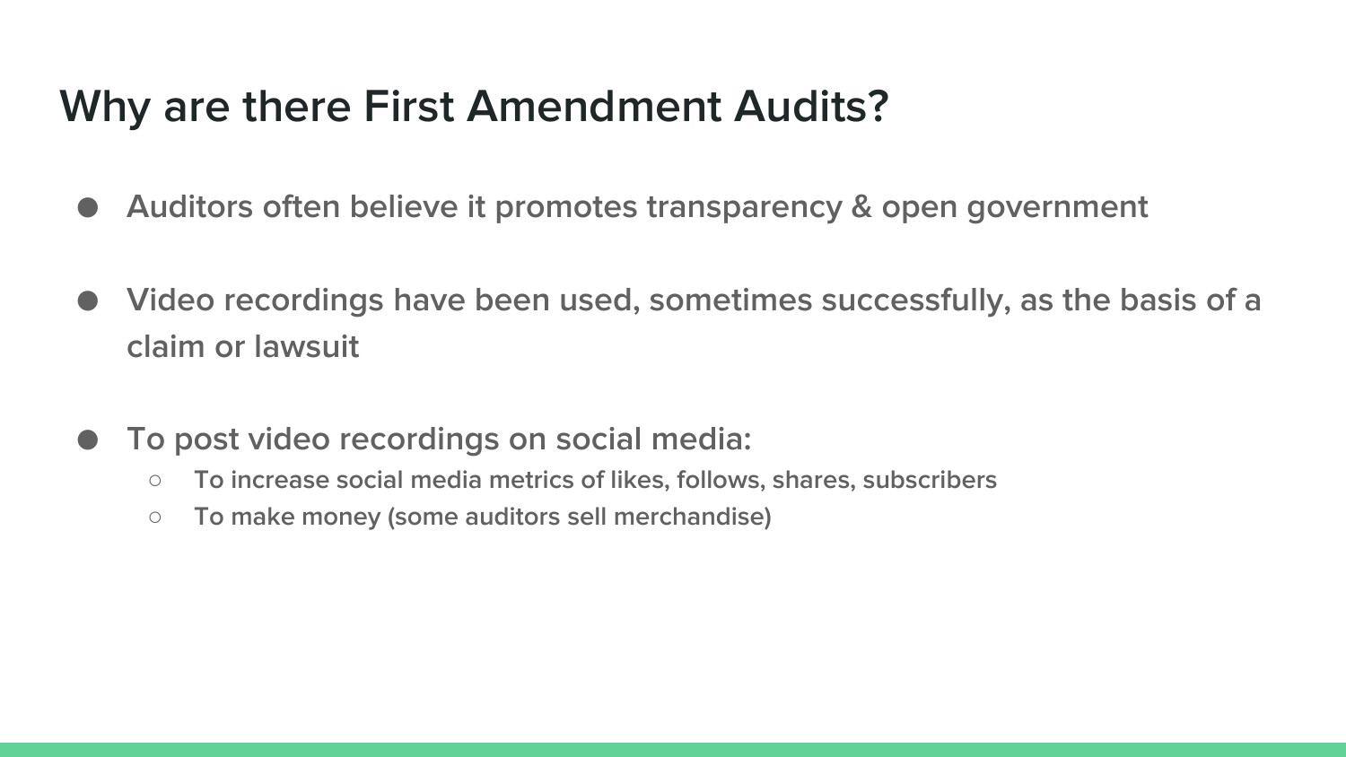# Why are there First Amendment Audits?

- Auditors often believe it promotes transparency & open government
- Video recordings have been used, sometimes successfully, as the basis of a claim or lawsuit
- To post video recordings on social media:
  - To increase social media metrics of likes, follows, shares, subscribers
  - To make money (some auditors sell merchandise)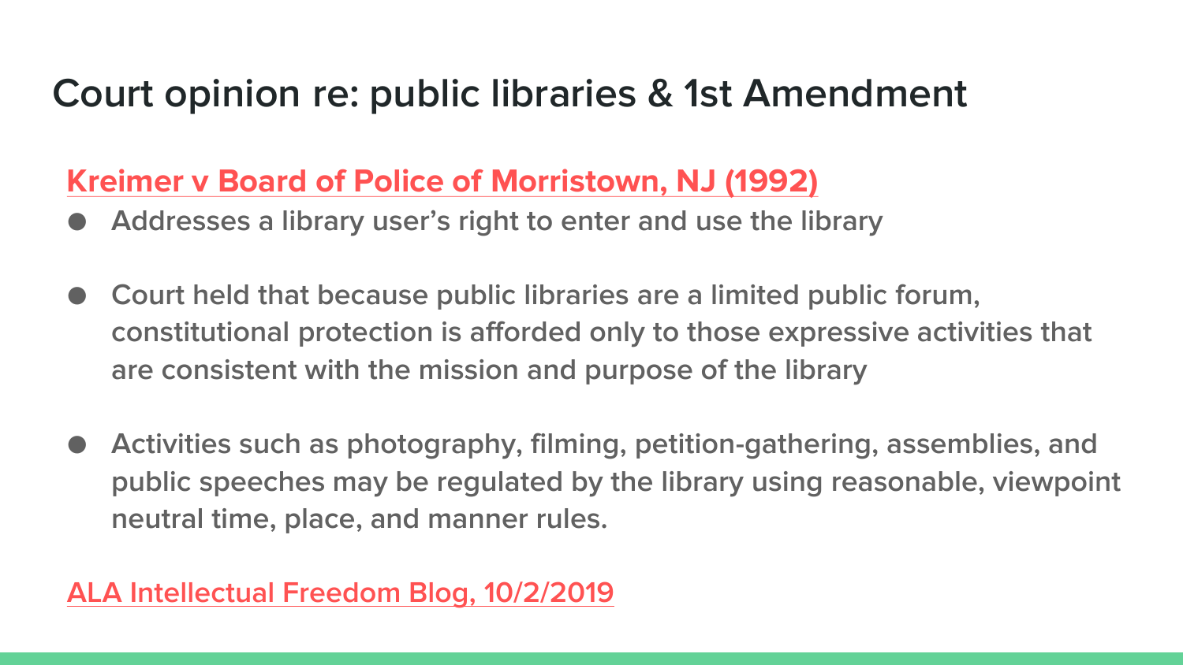# Court opinion re: public libraries & 1st Amendment

**Kreimer v Board of Police of Morristown, NJ (1992)**

- **Addresses a library user's right to enter and use the library**
- **Court held that because public libraries are a limited public forum, constitutional protection is afforded only to those expressive activities that are consistent with the mission and purpose of the library**
- **Activities such as photography, filming, petition-gathering, assemblies, and public speeches may be regulated by the library using reasonable, viewpoint neutral time, place, and manner rules.**

ALA Intellectual Freedom Blog, 10/2/2019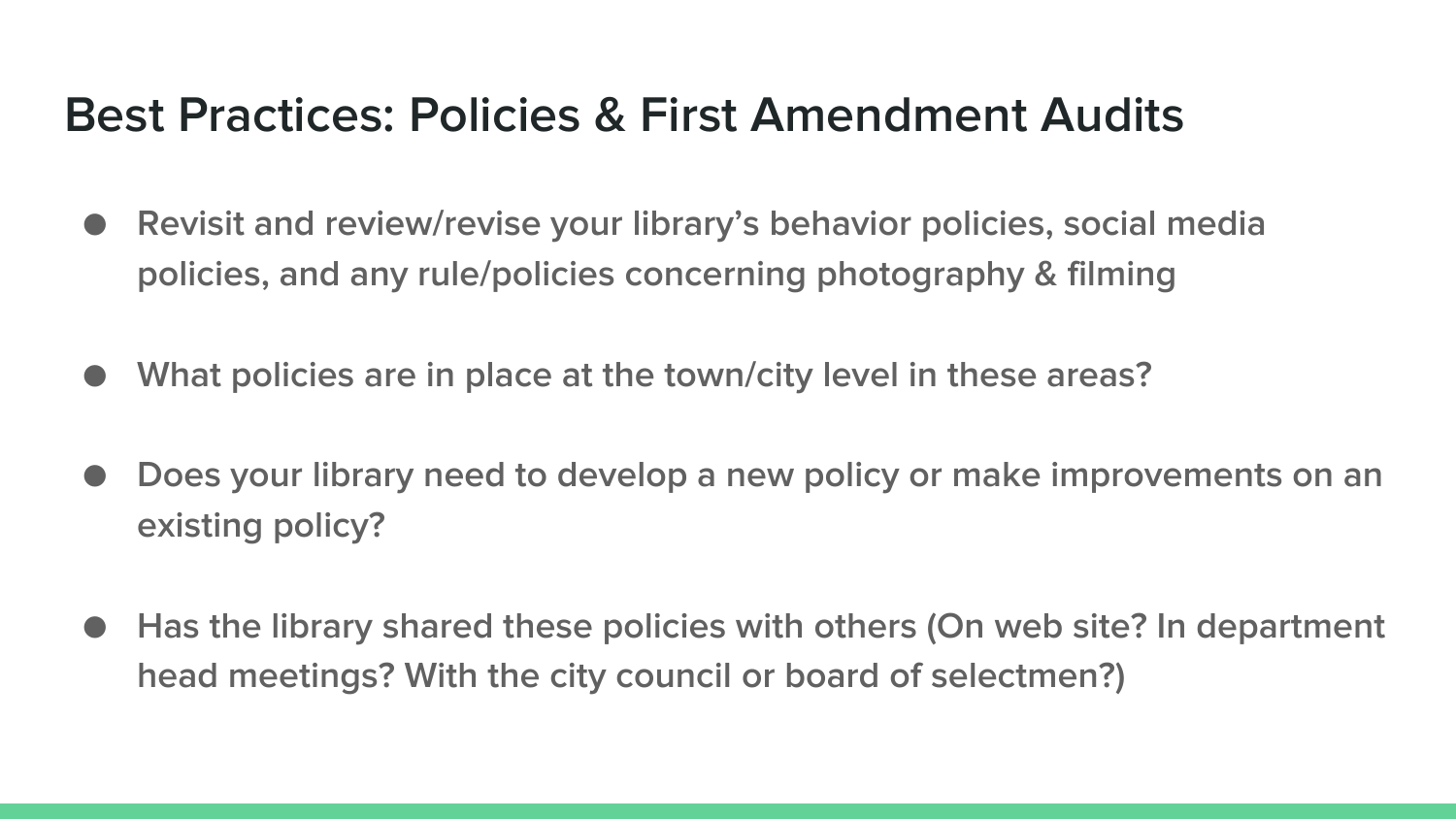# Best Practices: Policies & First Amendment Audits

- Revisit and review/revise your library's behavior policies, social media policies, and any rule/policies concerning photography & filming
- What policies are in place at the town/city level in these areas?
- Does your library need to develop a new policy or make improvements on an existing policy?
- Has the library shared these policies with others (On web site? In department head meetings? With the city council or board of selectmen?)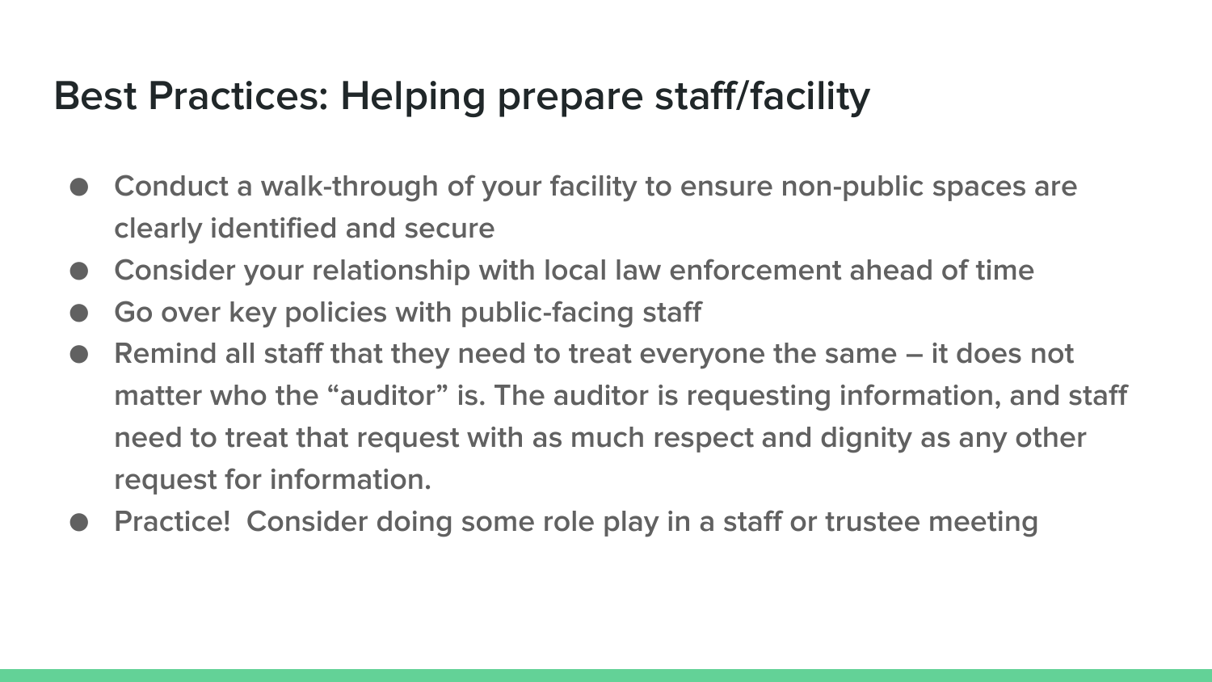# Best Practices: Helping prepare staff/facility

- Conduct a walk-through of your facility to ensure non-public spaces are clearly identified and secure
- Consider your relationship with local law enforcement ahead of time
- Go over key policies with public-facing staff
- Remind all staff that they need to treat everyone the same – it does not matter who the "auditor" is. The auditor is requesting information, and staff need to treat that request with as much respect and dignity as any other request for information.
- Practice! Consider doing some role play in a staff or trustee meeting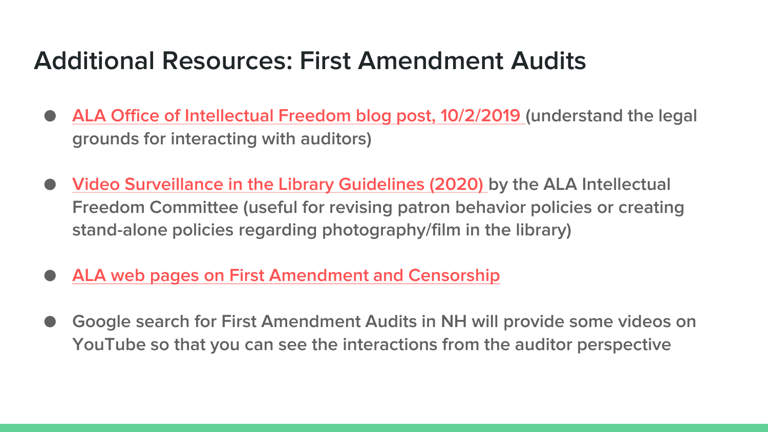# Additional Resources: First Amendment Audits

- ALA Office of Intellectual Freedom blog post, 10/2/2019 (understand the legal grounds for interacting with auditors)
- Video Surveillance in the Library Guidelines (2020) by the ALA Intellectual Freedom Committee (useful for revising patron behavior policies or creating stand-alone policies regarding photography/film in the library)
- ALA web pages on First Amendment and Censorship
- Google search for First Amendment Audits in NH will provide some videos on YouTube so that you can see the interactions from the auditor perspective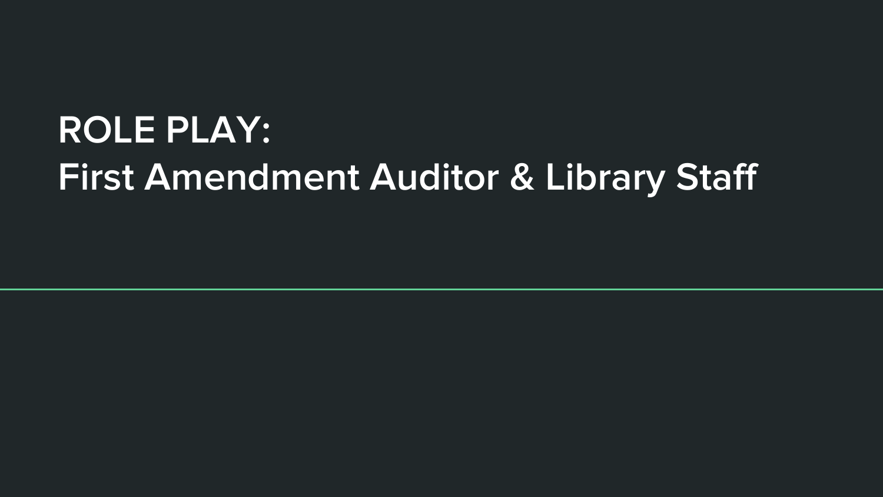# ROLE PLAY:
# First Amendment Auditor & Library Staff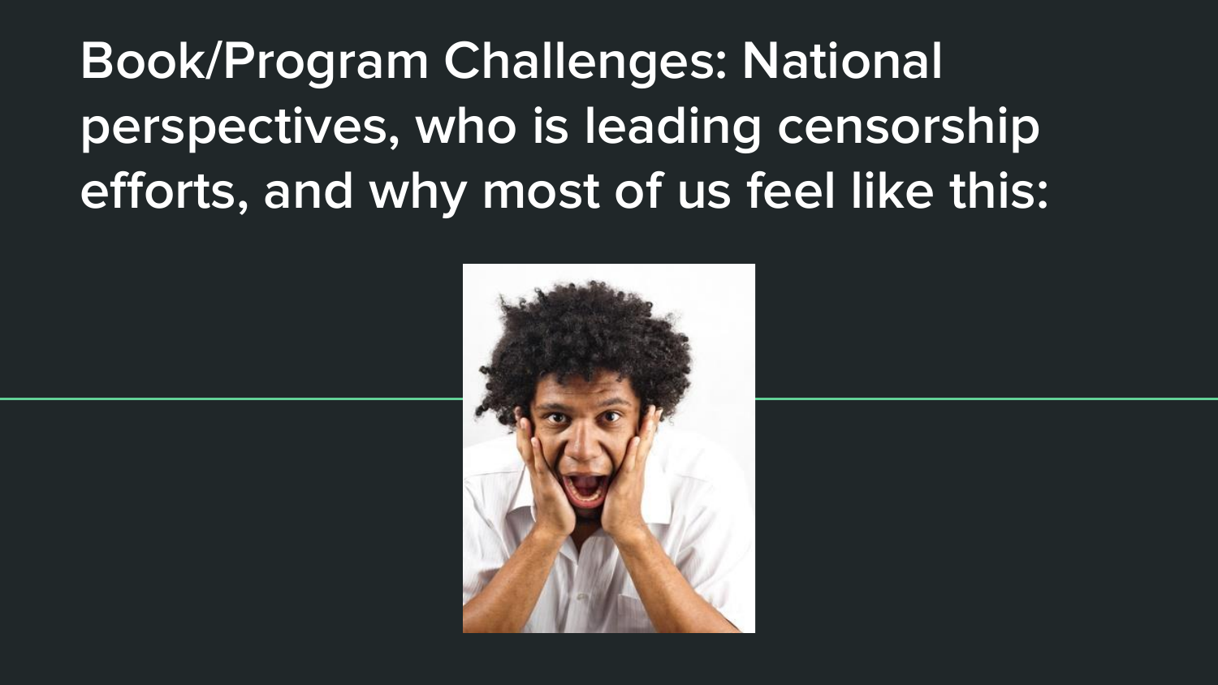# Book/Program Challenges: National perspectives, who is leading censorship efforts, and why most of us feel like this: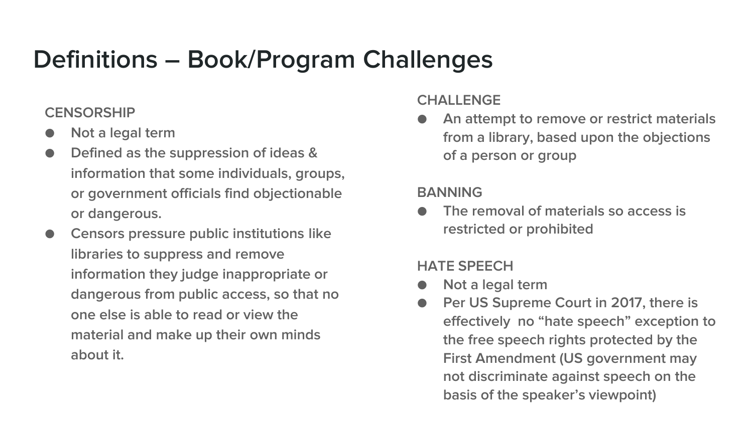# Definitions – Book/Program Challenges

### CENSORSHIP

- Not a legal term
- Defined as the suppression of ideas & information that some individuals, groups, or government officials find objectionable or dangerous.
- Censors pressure public institutions like libraries to suppress and remove information they judge inappropriate or dangerous from public access, so that no one else is able to read or view the material and make up their own minds about it.

### CHALLENGE

- An attempt to remove or restrict materials from a library, based upon the objections of a person or group

### BANNING

- The removal of materials so access is restricted or prohibited

### HATE SPEECH

- Not a legal term
- Per US Supreme Court in 2017, there is effectively no "hate speech" exception to the free speech rights protected by the First Amendment (US government may not discriminate against speech on the basis of the speaker's viewpoint)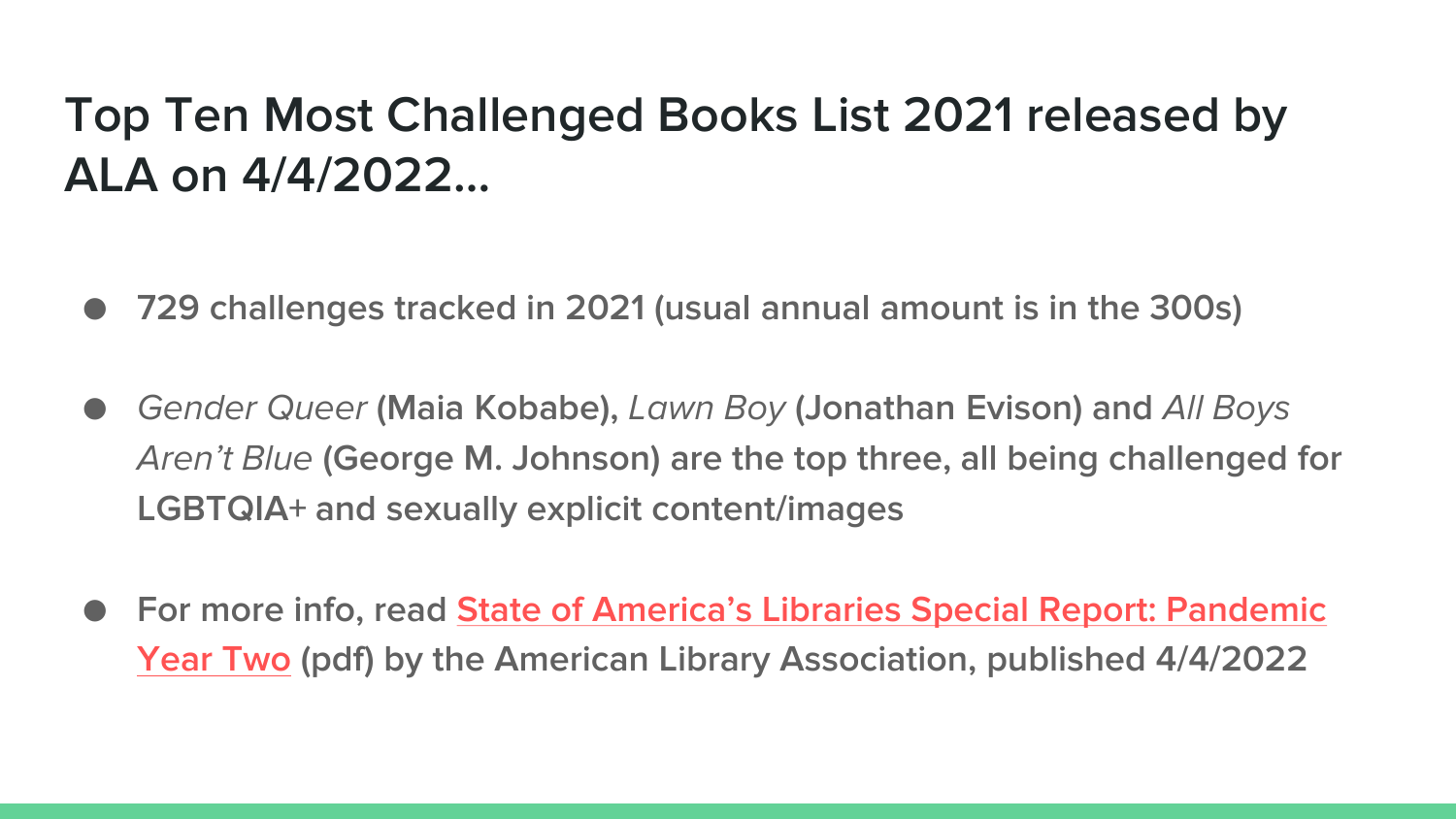# Top Ten Most Challenged Books List 2021 released by ALA on 4/4/2022…

- **729 challenges tracked in 2021 (usual annual amount is in the 300s)**
- *Gender Queer* **(Maia Kobabe),** *Lawn Boy* **(Jonathan Evison) and** *All Boys Aren't Blue* **(George M. Johnson) are the top three, all being challenged for LGBTQIA+ and sexually explicit content/images**
- **For more info, read State of America's Libraries Special Report: Pandemic Year Two (pdf) by the American Library Association, published 4/4/2022**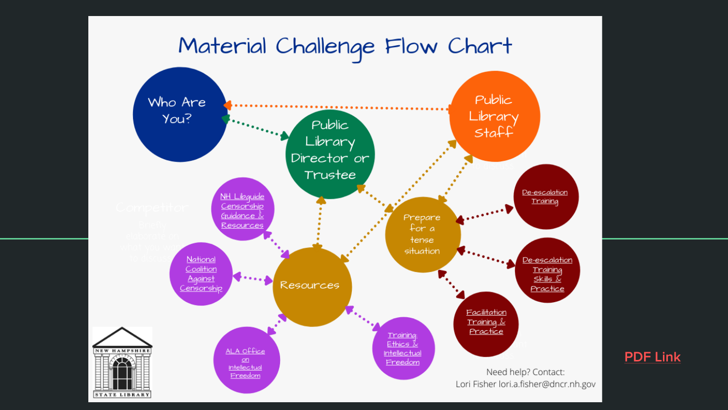# Material Challenge Flow Chart

- Who Are You?
- Public Library Director or Trustee
- Public Library Staff
- Resources
  - NH Libguide Censorship Guidance & Resources
  - National Coalition Against Censorship
  - ALA Office on Intellectual Freedom
  - Training: Ethics & Intellectual Freedom
- Prepare for a tense situation
  - De-escalation Training
  - De-escalation Training Skills & Practice
  - Facilitation Training & Practice

NEW HAMPSHIRE STATE LIBRARY

Need help? Contact:
Lori Fisher lori.a.fisher@dncr.nh.gov

PDF Link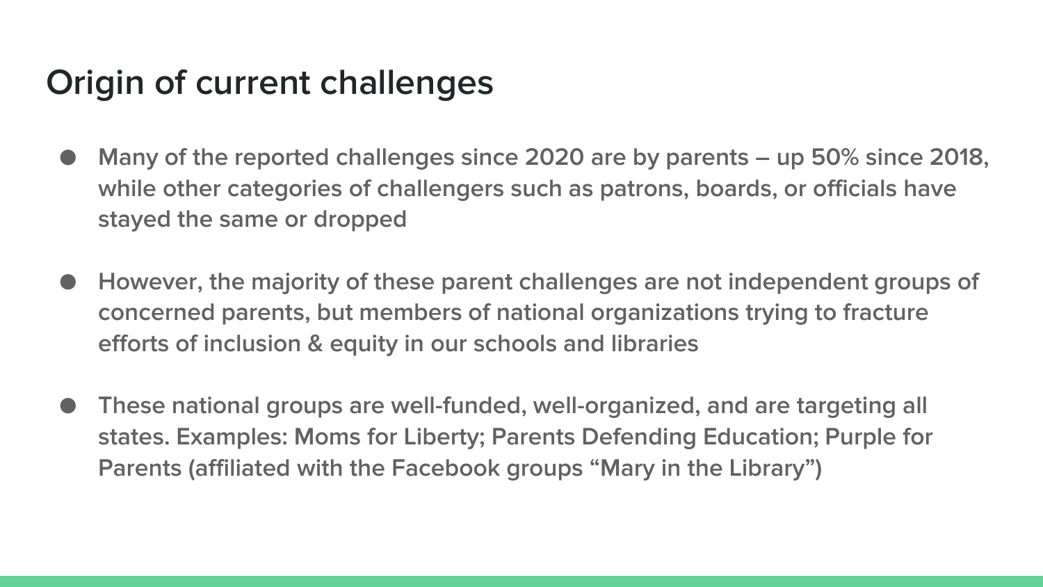# Origin of current challenges

- Many of the reported challenges since 2020 are by parents – up 50% since 2018, while other categories of challengers such as patrons, boards, or officials have stayed the same or dropped
- However, the majority of these parent challenges are not independent groups of concerned parents, but members of national organizations trying to fracture efforts of inclusion & equity in our schools and libraries
- These national groups are well-funded, well-organized, and are targeting all states. Examples: Moms for Liberty; Parents Defending Education; Purple for Parents (affiliated with the Facebook groups "Mary in the Library")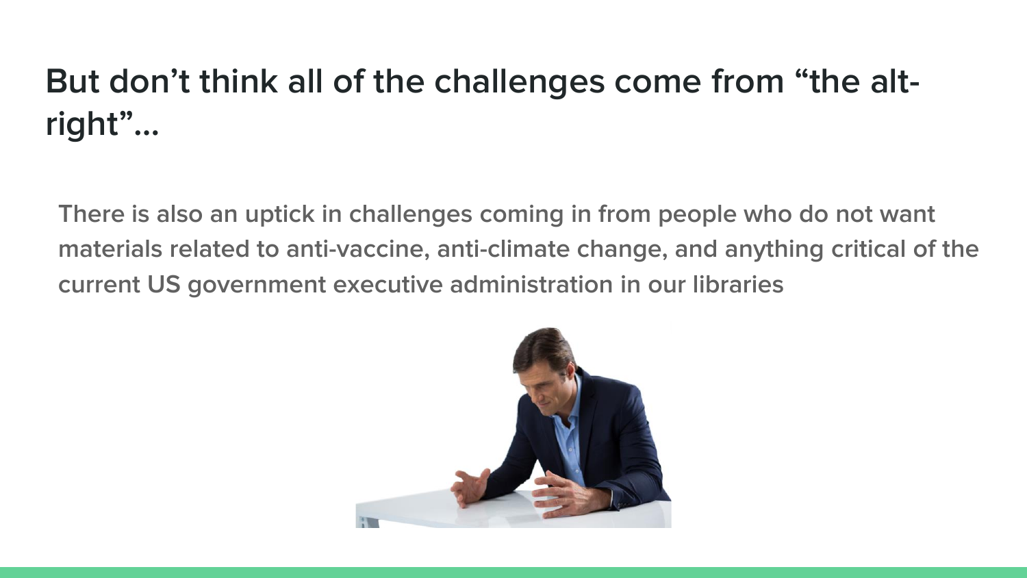# But don't think all of the challenges come from "the alt-right"...

There is also an uptick in challenges coming in from people who do not want materials related to anti-vaccine, anti-climate change, and anything critical of the current US government executive administration in our libraries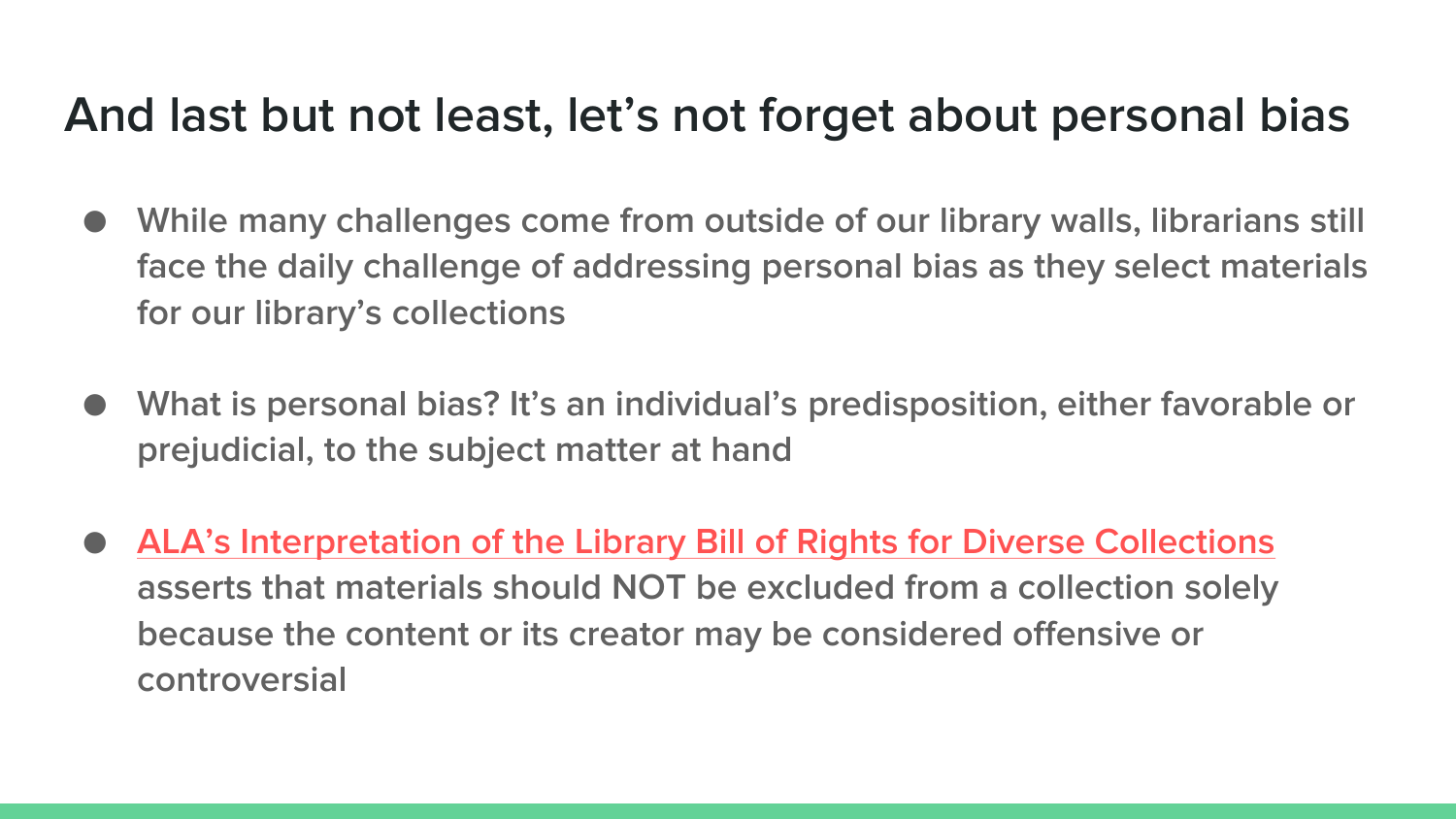# And last but not least, let's not forget about personal bias

- While many challenges come from outside of our library walls, librarians still face the daily challenge of addressing personal bias as they select materials for our library's collections

- What is personal bias? It's an individual's predisposition, either favorable or prejudicial, to the subject matter at hand

- ALA's Interpretation of the Library Bill of Rights for Diverse Collections asserts that materials should NOT be excluded from a collection solely because the content or its creator may be considered offensive or controversial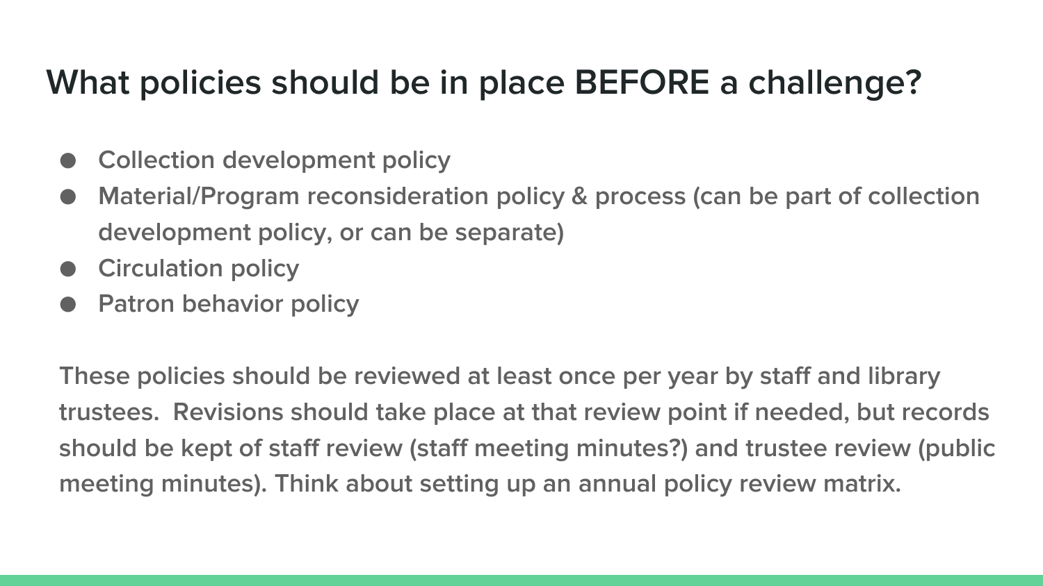# What policies should be in place BEFORE a challenge?

- Collection development policy
- Material/Program reconsideration policy & process (can be part of collection development policy, or can be separate)
- Circulation policy
- Patron behavior policy

These policies should be reviewed at least once per year by staff and library trustees. Revisions should take place at that review point if needed, but records should be kept of staff review (staff meeting minutes?) and trustee review (public meeting minutes). Think about setting up an annual policy review matrix.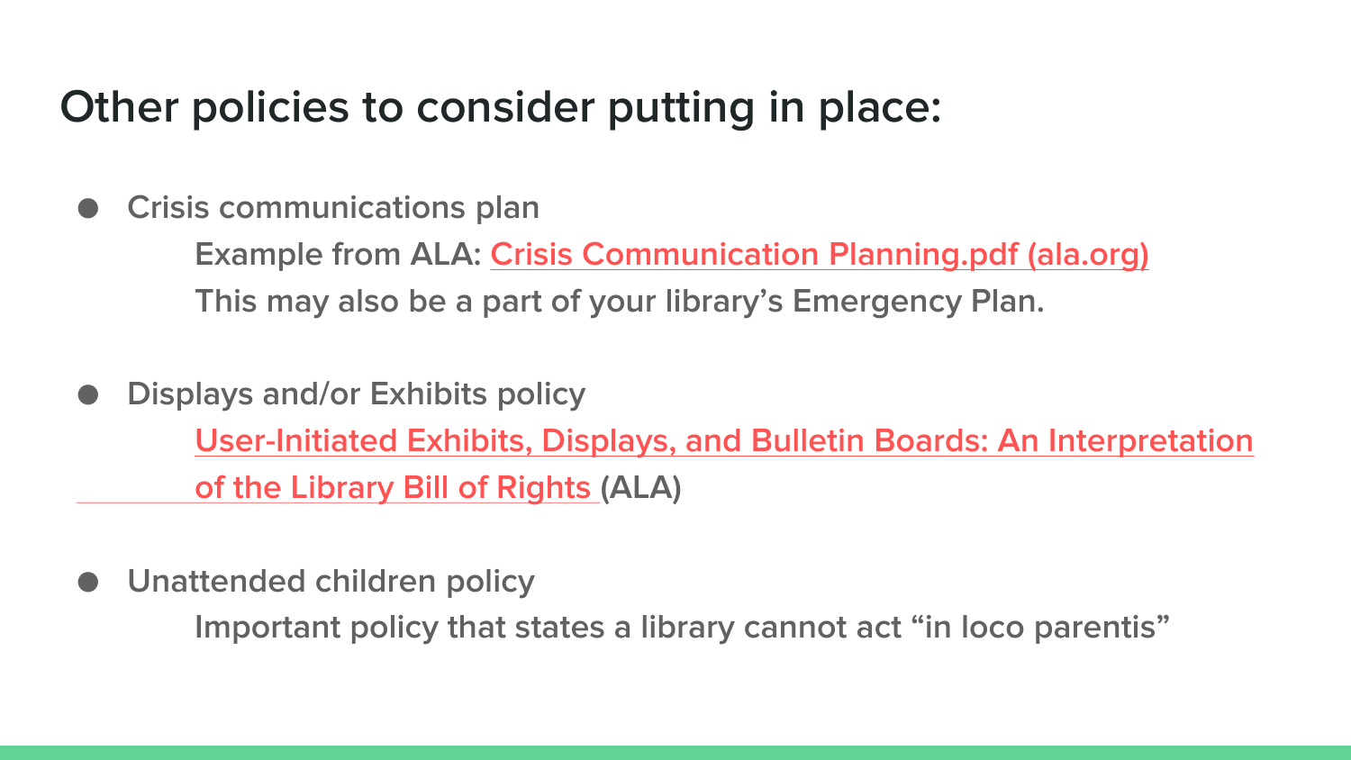# Other policies to consider putting in place:

- Crisis communications plan
  
  Example from ALA: Crisis Communication Planning.pdf (ala.org)
  
  This may also be a part of your library's Emergency Plan.

- Displays and/or Exhibits policy
  
  User-Initiated Exhibits, Displays, and Bulletin Boards: An Interpretation of the Library Bill of Rights (ALA)

- Unattended children policy
  
  Important policy that states a library cannot act "in loco parentis"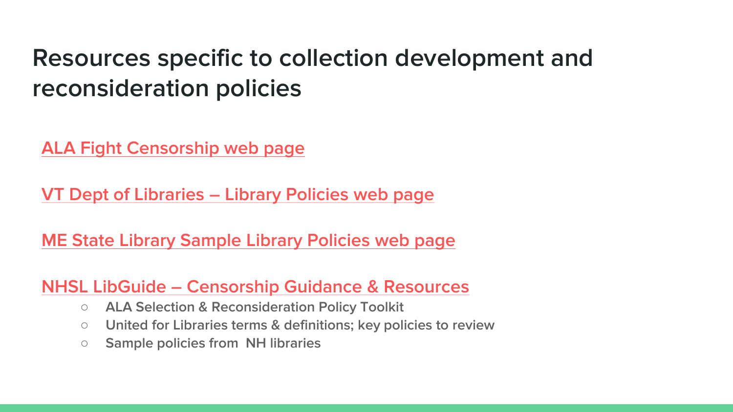# Resources specific to collection development and reconsideration policies

ALA Fight Censorship web page

VT Dept of Libraries – Library Policies web page

ME State Library Sample Library Policies web page

NHSL LibGuide – Censorship Guidance & Resources

- ALA Selection & Reconsideration Policy Toolkit
- United for Libraries terms & definitions; key policies to review
- Sample policies from NH libraries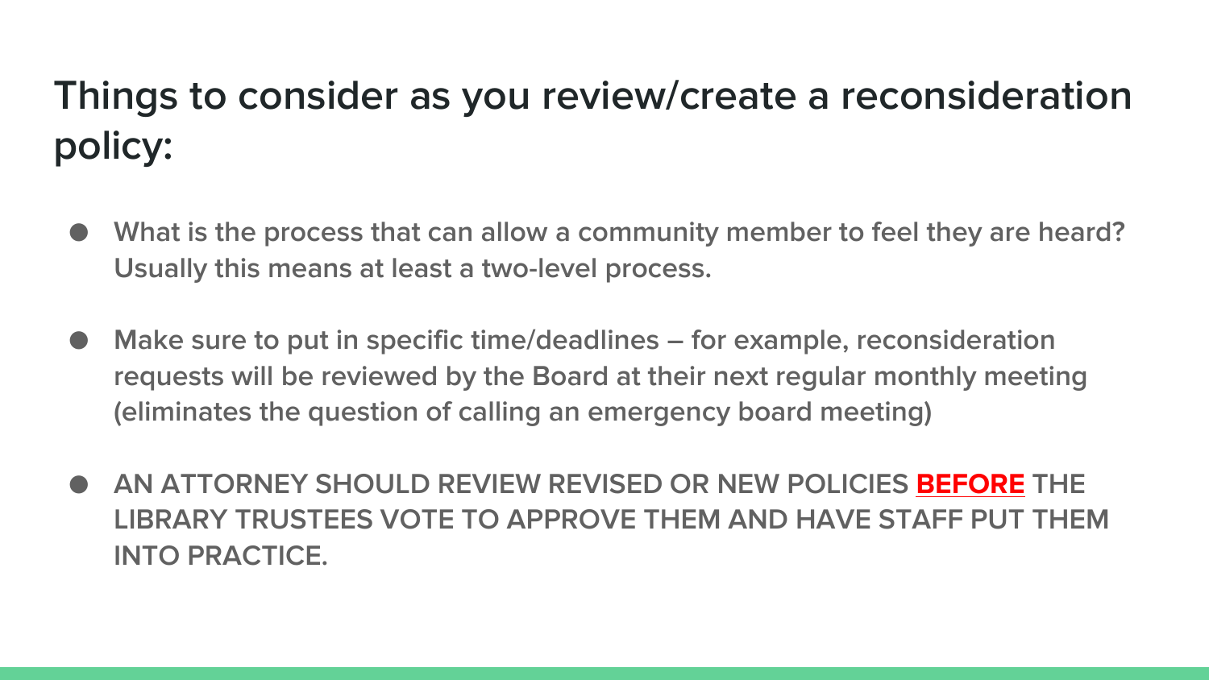# Things to consider as you review/create a reconsideration policy:

- **What is the process that can allow a community member to feel they are heard? Usually this means at least a two-level process.**

- **Make sure to put in specific time/deadlines – for example, reconsideration requests will be reviewed by the Board at their next regular monthly meeting (eliminates the question of calling an emergency board meeting)**

- **AN ATTORNEY SHOULD REVIEW REVISED OR NEW POLICIES <u>BEFORE</u> THE LIBRARY TRUSTEES VOTE TO APPROVE THEM AND HAVE STAFF PUT THEM INTO PRACTICE.**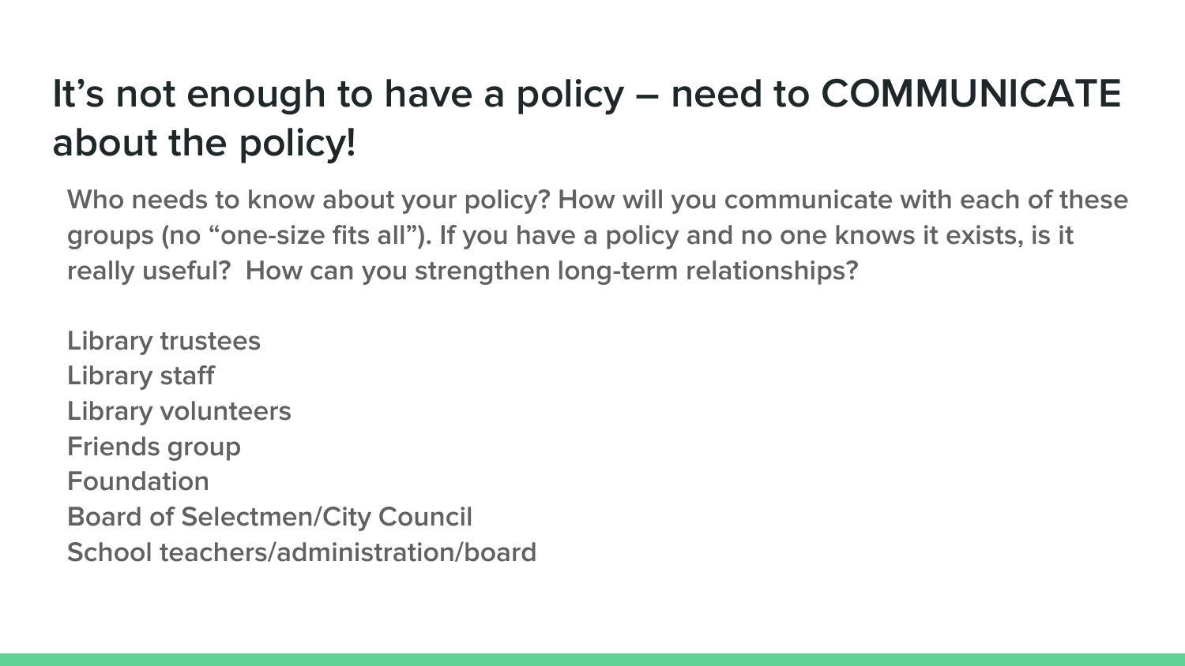# It's not enough to have a policy – need to COMMUNICATE about the policy!

Who needs to know about your policy? How will you communicate with each of these groups (no "one-size fits all"). If you have a policy and no one knows it exists, is it really useful? How can you strengthen long-term relationships?

Library trustees
Library staff
Library volunteers
Friends group
Foundation
Board of Selectmen/City Council
School teachers/administration/board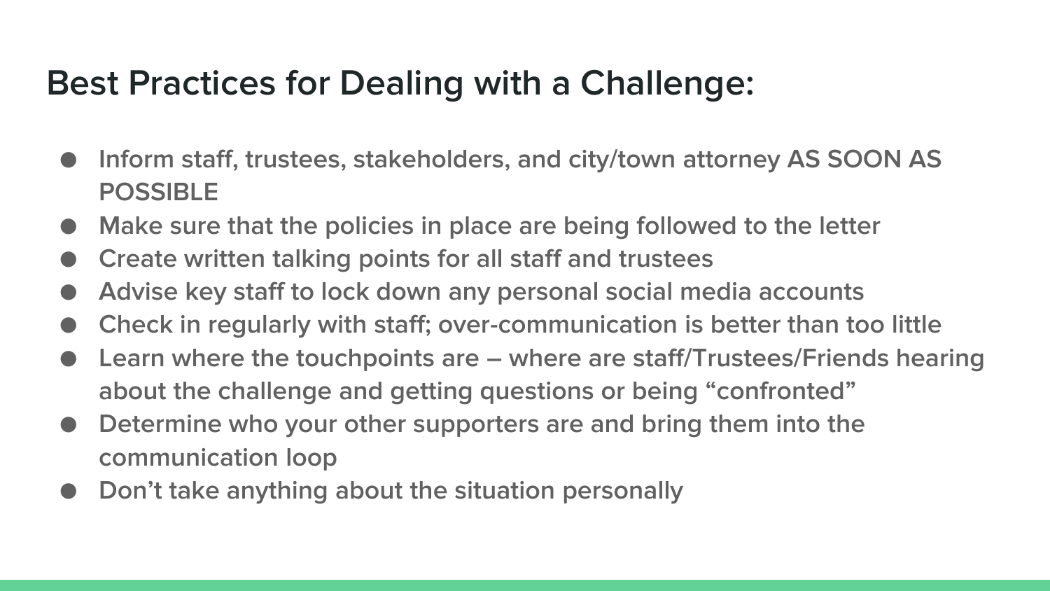## Best Practices for Dealing with a Challenge:

- Inform staff, trustees, stakeholders, and city/town attorney AS SOON AS POSSIBLE
- Make sure that the policies in place are being followed to the letter
- Create written talking points for all staff and trustees
- Advise key staff to lock down any personal social media accounts
- Check in regularly with staff; over-communication is better than too little
- Learn where the touchpoints are – where are staff/Trustees/Friends hearing about the challenge and getting questions or being “confronted”
- Determine who your other supporters are and bring them into the communication loop
- Don’t take anything about the situation personally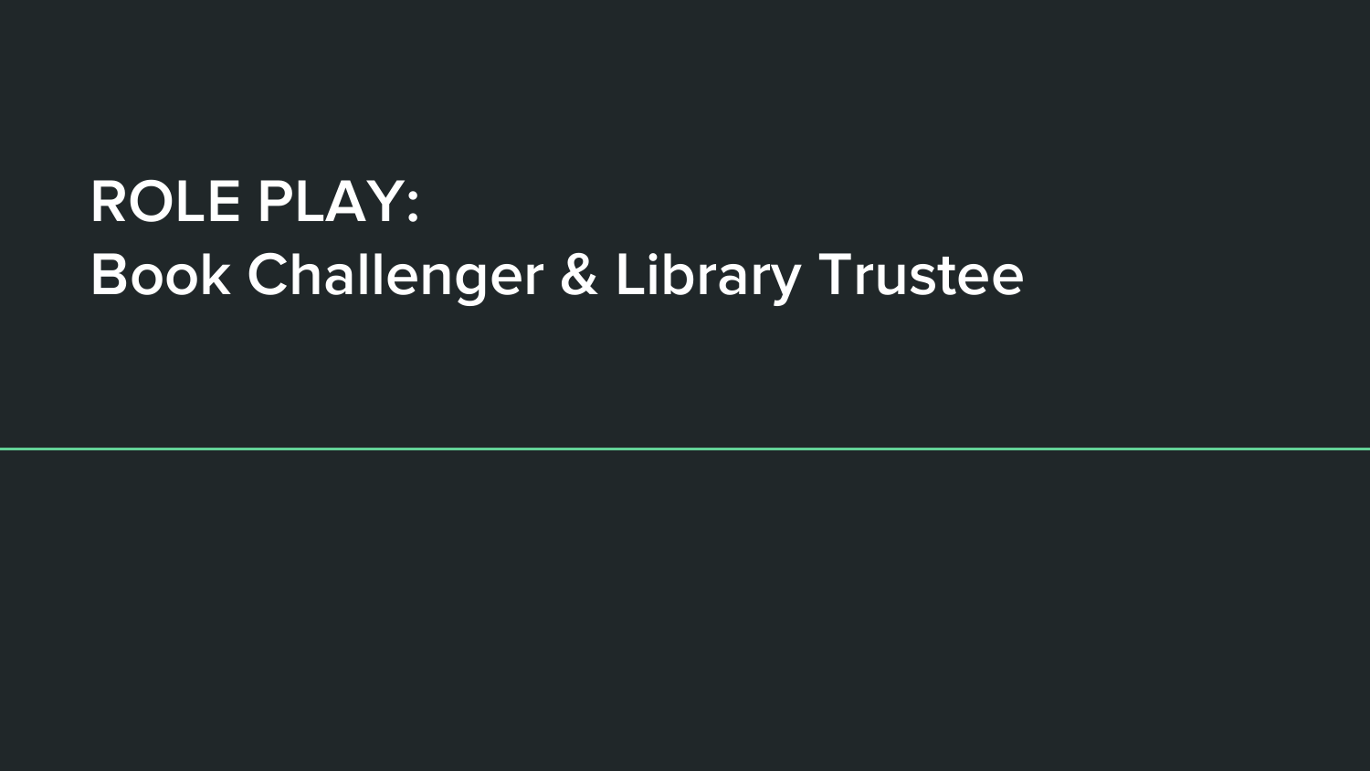# ROLE PLAY:
# Book Challenger & Library Trustee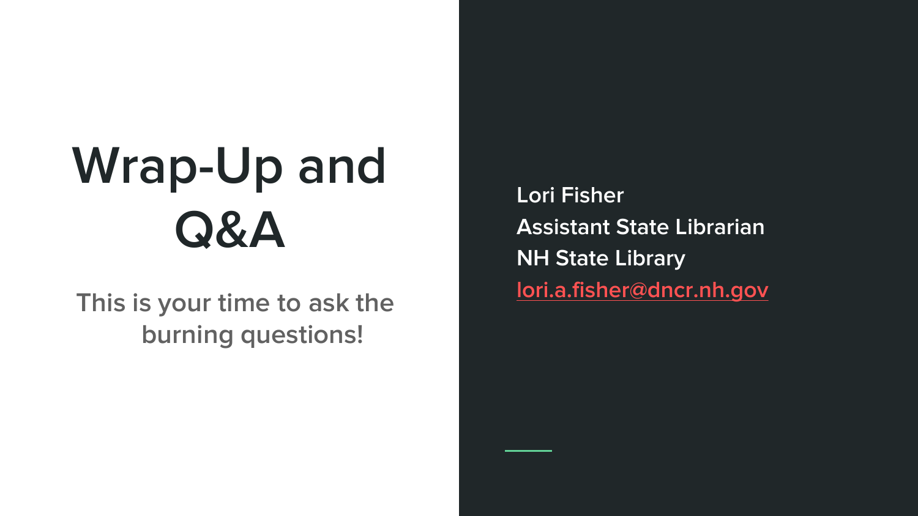# Wrap-Up and Q&A

This is your time to ask the burning questions!

**Lori Fisher**
**Assistant State Librarian**
**NH State Library**
lori.a.fisher@dncr.nh.gov